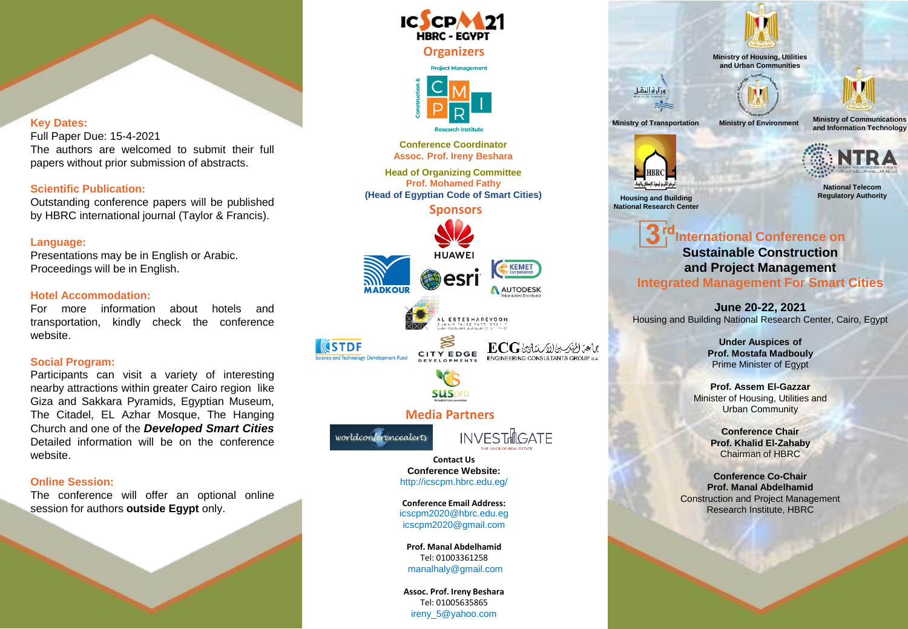### Key Dates:

Full Paper Due: 15-4-2021

The authors are welcomed to submit their full papers without prior submission of abstracts.

### Scientific Publication:

Outstanding conference papers will be published by HBRC international journal (Taylor & Francis).

### Language:

Presentations may be in English or Arabic. Proceedings will be in English.

### Hotel Accommodation:

For more information about hotels and transportation, kindly check the conference website.

### Social Program:

Participants can visit a variety of interesting nearby attractions within greater Cairo region like Giza and Sakkara Pyramids, Egyptian Museum, The Citadel, EL Azhar Mosque, The Hanging Church and one of the ***Developed Smart Cities*** Detailed information will be on the conference website.

### Online Session:

The conference will offer an optional online session for authors **outside Egypt** only.

ICSCPM21 HBRC - EGYPT

## Organizers

Construction & Project Management Research Institute

**Conference Coordinator**
**Assoc. Prof. Ireny Beshara**

**Head of Organizing Committee**
**Prof. Mohamed Fathy**
**(Head of Egyptian Code of Smart Cities)**

## Sponsors

HUAWEI, MADKOUR, esri, KEMET Corporation, AUTODESK Value Added Distributor, AL ESTESHAREYOON, STDF Science and Technology Development Fund, CITY EDGE DEVELOPMENTS, ECG ENGINEERING CONSULTANTS GROUP S.A., suspro

## Media Partners

worldconferencealerts, INVESTIGATE THE VOICE OF REAL ESTATE

**Contact Us**

**Conference Website:**
http://icscpm.hbrc.edu.eg/

**Conference Email Address:**
icscpm2020@hbrc.edu.eg
icscpm2020@gmail.com

**Prof. Manal Abdelhamid**
Tel: 01003361258
manalhaly@gmail.com

**Assoc. Prof. Ireny Beshara**
Tel: 01005635865
ireny_5@yahoo.com

**Ministry of Housing, Utilities and Urban Communities**

**Ministry of Transportation**

**Ministry of Environment**

**Ministry of Communications and Information Technology**

**Housing and Building National Research Center**

**National Telecom Regulatory Authority**

# 3rd International Conference on Sustainable Construction and Project Management

## Integrated Management For Smart Cities

**June 20-22, 2021**
Housing and Building National Research Center, Cairo, Egypt

**Under Auspices of**
**Prof. Mostafa Madbouly**
Prime Minister of Egypt

**Prof. Assem El-Gazzar**
Minister of Housing, Utilities and Urban Community

**Conference Chair**
**Prof. Khalid El-Zahaby**
Chairman of HBRC

**Conference Co-Chair**
**Prof. Manal Abdelhamid**
Construction and Project Management Research Institute, HBRC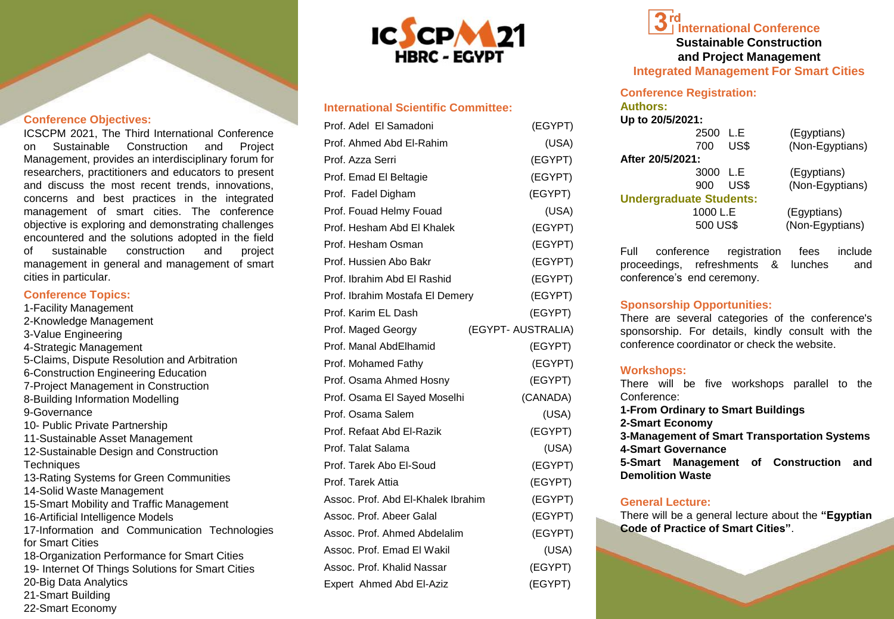## Conference Objectives:

ICSCPM 2021, The Third International Conference on Sustainable Construction and Project Management, provides an interdisciplinary forum for researchers, practitioners and educators to present and discuss the most recent trends, innovations, concerns and best practices in the integrated management of smart cities. The conference objective is exploring and demonstrating challenges encountered and the solutions adopted in the field of sustainable construction and project management in general and management of smart cities in particular.

## Conference Topics:

1-Facility Management
2-Knowledge Management
3-Value Engineering
4-Strategic Management
5-Claims, Dispute Resolution and Arbitration
6-Construction Engineering Education
7-Project Management in Construction
8-Building Information Modelling
9-Governance
10- Public Private Partnership
11-Sustainable Asset Management
12-Sustainable Design and Construction Techniques
13-Rating Systems for Green Communities
14-Solid Waste Management
15-Smart Mobility and Traffic Management
16-Artificial Intelligence Models
17-Information and Communication Technologies for Smart Cities
18-Organization Performance for Smart Cities
19- Internet Of Things Solutions for Smart Cities
20-Big Data Analytics
21-Smart Building
22-Smart Economy

ICSCPM21
HBRC - EGYPT

## International Scientific Committee:

| | |
|---|---|
| Prof. Adel El Samadoni | (EGYPT) |
| Prof. Ahmed Abd El-Rahim | (USA) |
| Prof. Azza Serri | (EGYPT) |
| Prof. Emad El Beltagie | (EGYPT) |
| Prof. Fadel Digham | (EGYPT) |
| Prof. Fouad Helmy Fouad | (USA) |
| Prof. Hesham Abd El Khalek | (EGYPT) |
| Prof. Hesham Osman | (EGYPT) |
| Prof. Hussien Abo Bakr | (EGYPT) |
| Prof. Ibrahim Abd El Rashid | (EGYPT) |
| Prof. Ibrahim Mostafa El Demery | (EGYPT) |
| Prof. Karim EL Dash | (EGYPT) |
| Prof. Maged Georgy | (EGYPT- AUSTRALIA) |
| Prof. Manal AbdElhamid | (EGYPT) |
| Prof. Mohamed Fathy | (EGYPT) |
| Prof. Osama Ahmed Hosny | (EGYPT) |
| Prof. Osama El Sayed Moselhi | (CANADA) |
| Prof. Osama Salem | (USA) |
| Prof. Refaat Abd El-Razik | (EGYPT) |
| Prof. Talat Salama | (USA) |
| Prof. Tarek Abo El-Soud | (EGYPT) |
| Prof. Tarek Attia | (EGYPT) |
| Assoc. Prof. Abd El-Khalek Ibrahim | (EGYPT) |
| Assoc. Prof. Abeer Galal | (EGYPT) |
| Assoc. Prof. Ahmed Abdelalim | (EGYPT) |
| Assoc. Prof. Emad El Wakil | (USA) |
| Assoc. Prof. Khalid Nassar | (EGYPT) |
| Expert Ahmed Abd El-Aziz | (EGYPT) |

# 3rd International Conference
# Sustainable Construction and Project Management
## Integrated Management For Smart Cities

## Conference Registration:

### Authors:

**Up to 20/5/2021:**

| | |
|---|---|
| 2500 L.E | (Egyptians) |
| 700 US$ | (Non-Egyptians) |

**After 20/5/2021:**

| | |
|---|---|
| 3000 L.E | (Egyptians) |
| 900 US$ | (Non-Egyptians) |

### Undergraduate Students:

| | |
|---|---|
| 1000 L.E | (Egyptians) |
| 500 US$ | (Non-Egyptians) |

Full conference registration fees include proceedings, refreshments & lunches and conference's end ceremony.

## Sponsorship Opportunities:

There are several categories of the conference's sponsorship. For details, kindly consult with the conference coordinator or check the website.

## Workshops:

There will be five workshops parallel to the Conference:

**1-From Ordinary to Smart Buildings**
**2-Smart Economy**
**3-Management of Smart Transportation Systems**
**4-Smart Governance**
**5-Smart Management of Construction and Demolition Waste**

## General Lecture:

There will be a general lecture about the **"Egyptian Code of Practice of Smart Cities"**.